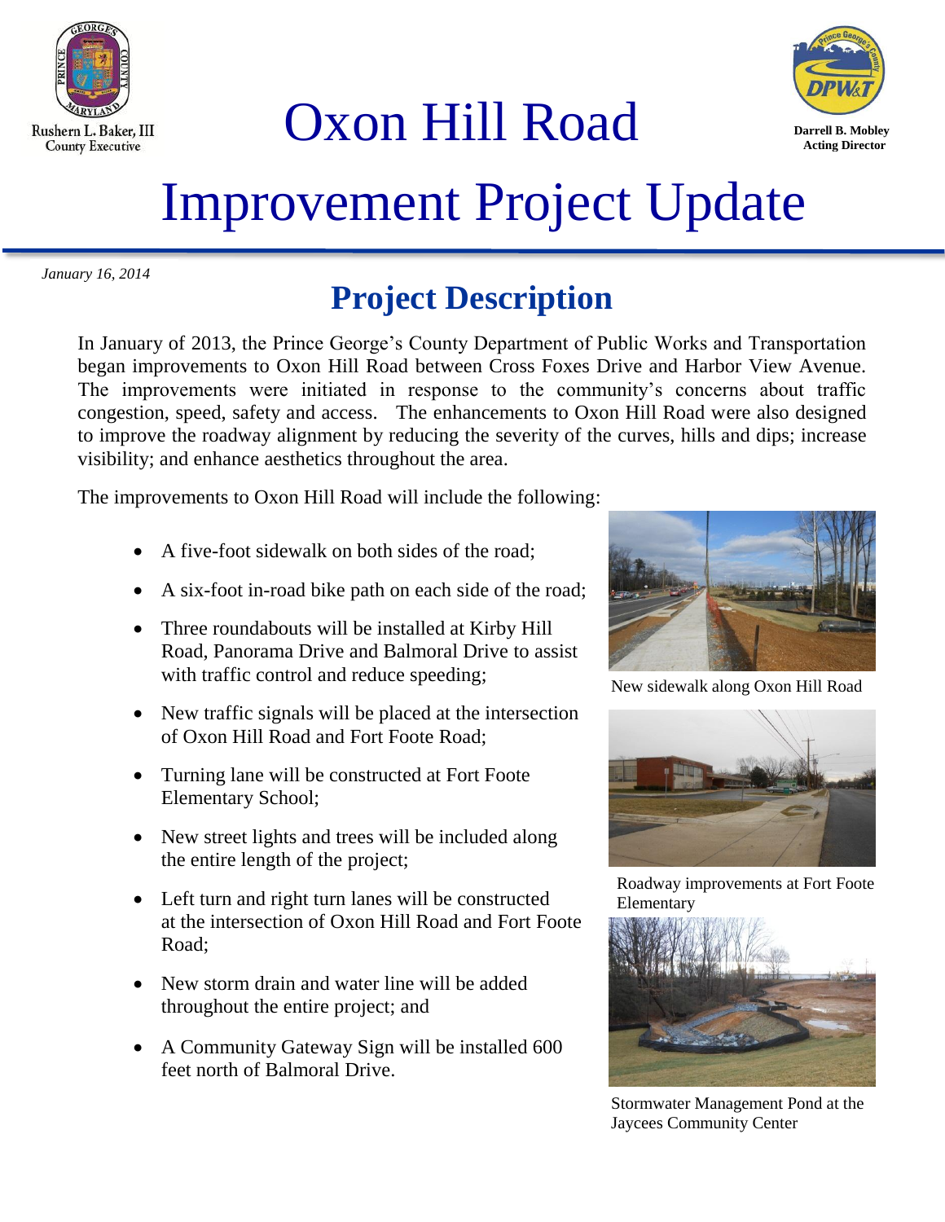Rushern L. Baker, III
County Executive

# Oxon Hill Road Improvement Project Update

Darrell B. Mobley
Acting Director

*January 16, 2014*

## Project Description

In January of 2013, the Prince George's County Department of Public Works and Transportation began improvements to Oxon Hill Road between Cross Foxes Drive and Harbor View Avenue. The improvements were initiated in response to the community's concerns about traffic congestion, speed, safety and access. The enhancements to Oxon Hill Road were also designed to improve the roadway alignment by reducing the severity of the curves, hills and dips; increase visibility; and enhance aesthetics throughout the area.

The improvements to Oxon Hill Road will include the following:

- A five-foot sidewalk on both sides of the road;
- A six-foot in-road bike path on each side of the road;
- Three roundabouts will be installed at Kirby Hill Road, Panorama Drive and Balmoral Drive to assist with traffic control and reduce speeding;
- New traffic signals will be placed at the intersection of Oxon Hill Road and Fort Foote Road;
- Turning lane will be constructed at Fort Foote Elementary School;
- New street lights and trees will be included along the entire length of the project;
- Left turn and right turn lanes will be constructed at the intersection of Oxon Hill Road and Fort Foote Road;
- New storm drain and water line will be added throughout the entire project; and
- A Community Gateway Sign will be installed 600 feet north of Balmoral Drive.

New sidewalk along Oxon Hill Road

Roadway improvements at Fort Foote Elementary

Stormwater Management Pond at the Jaycees Community Center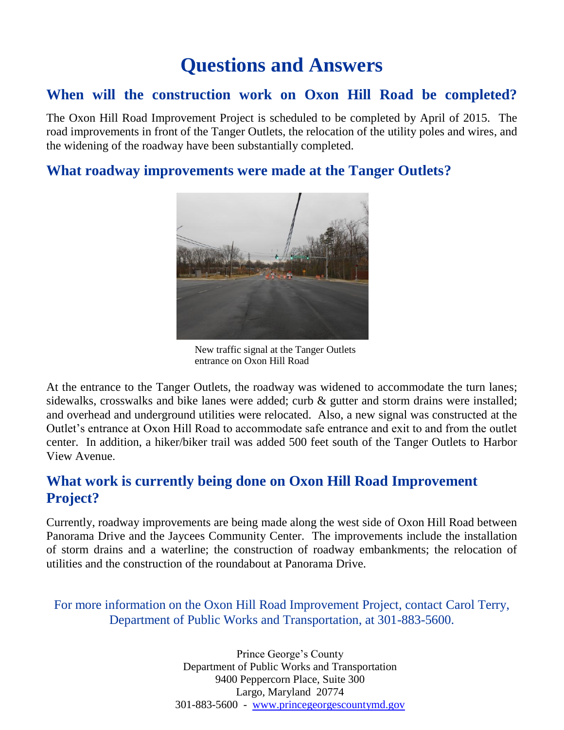# Questions and Answers

## When will the construction work on Oxon Hill Road be completed?

The Oxon Hill Road Improvement Project is scheduled to be completed by April of 2015. The road improvements in front of the Tanger Outlets, the relocation of the utility poles and wires, and the widening of the roadway have been substantially completed.

## What roadway improvements were made at the Tanger Outlets?

New traffic signal at the Tanger Outlets entrance on Oxon Hill Road

At the entrance to the Tanger Outlets, the roadway was widened to accommodate the turn lanes; sidewalks, crosswalks and bike lanes were added; curb & gutter and storm drains were installed; and overhead and underground utilities were relocated. Also, a new signal was constructed at the Outlet's entrance at Oxon Hill Road to accommodate safe entrance and exit to and from the outlet center. In addition, a hiker/biker trail was added 500 feet south of the Tanger Outlets to Harbor View Avenue.

## What work is currently being done on Oxon Hill Road Improvement Project?

Currently, roadway improvements are being made along the west side of Oxon Hill Road between Panorama Drive and the Jaycees Community Center. The improvements include the installation of storm drains and a waterline; the construction of roadway embankments; the relocation of utilities and the construction of the roundabout at Panorama Drive.

For more information on the Oxon Hill Road Improvement Project, contact Carol Terry, Department of Public Works and Transportation, at 301-883-5600.

Prince George's County
Department of Public Works and Transportation
9400 Peppercorn Place, Suite 300
Largo, Maryland 20774
301-883-5600 - www.princegeorgescountymd.gov